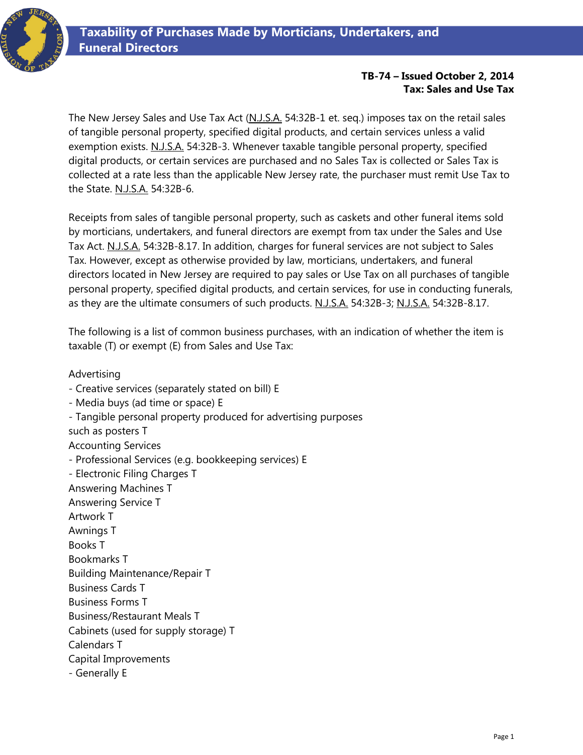# Taxability of Purchases Made by Morticians, Undertakers, and Funeral Directors

**TB-74 – Issued October 2, 2014**
**Tax: Sales and Use Tax**

The New Jersey Sales and Use Tax Act (N.J.S.A. 54:32B-1 et. seq.) imposes tax on the retail sales of tangible personal property, specified digital products, and certain services unless a valid exemption exists. N.J.S.A. 54:32B-3. Whenever taxable tangible personal property, specified digital products, or certain services are purchased and no Sales Tax is collected or Sales Tax is collected at a rate less than the applicable New Jersey rate, the purchaser must remit Use Tax to the State. N.J.S.A. 54:32B-6.

Receipts from sales of tangible personal property, such as caskets and other funeral items sold by morticians, undertakers, and funeral directors are exempt from tax under the Sales and Use Tax Act. N.J.S.A. 54:32B-8.17. In addition, charges for funeral services are not subject to Sales Tax. However, except as otherwise provided by law, morticians, undertakers, and funeral directors located in New Jersey are required to pay sales or Use Tax on all purchases of tangible personal property, specified digital products, and certain services, for use in conducting funerals, as they are the ultimate consumers of such products. N.J.S.A. 54:32B-3; N.J.S.A. 54:32B-8.17.

The following is a list of common business purchases, with an indication of whether the item is taxable (T) or exempt (E) from Sales and Use Tax:

Advertising
- Creative services (separately stated on bill) E
- Media buys (ad time or space) E
- Tangible personal property produced for advertising purposes such as posters T

Accounting Services
- Professional Services (e.g. bookkeeping services) E
- Electronic Filing Charges T

Answering Machines T
Answering Service T
Artwork T
Awnings T
Books T
Bookmarks T
Building Maintenance/Repair T
Business Cards T
Business Forms T
Business/Restaurant Meals T
Cabinets (used for supply storage) T
Calendars T
Capital Improvements
- Generally E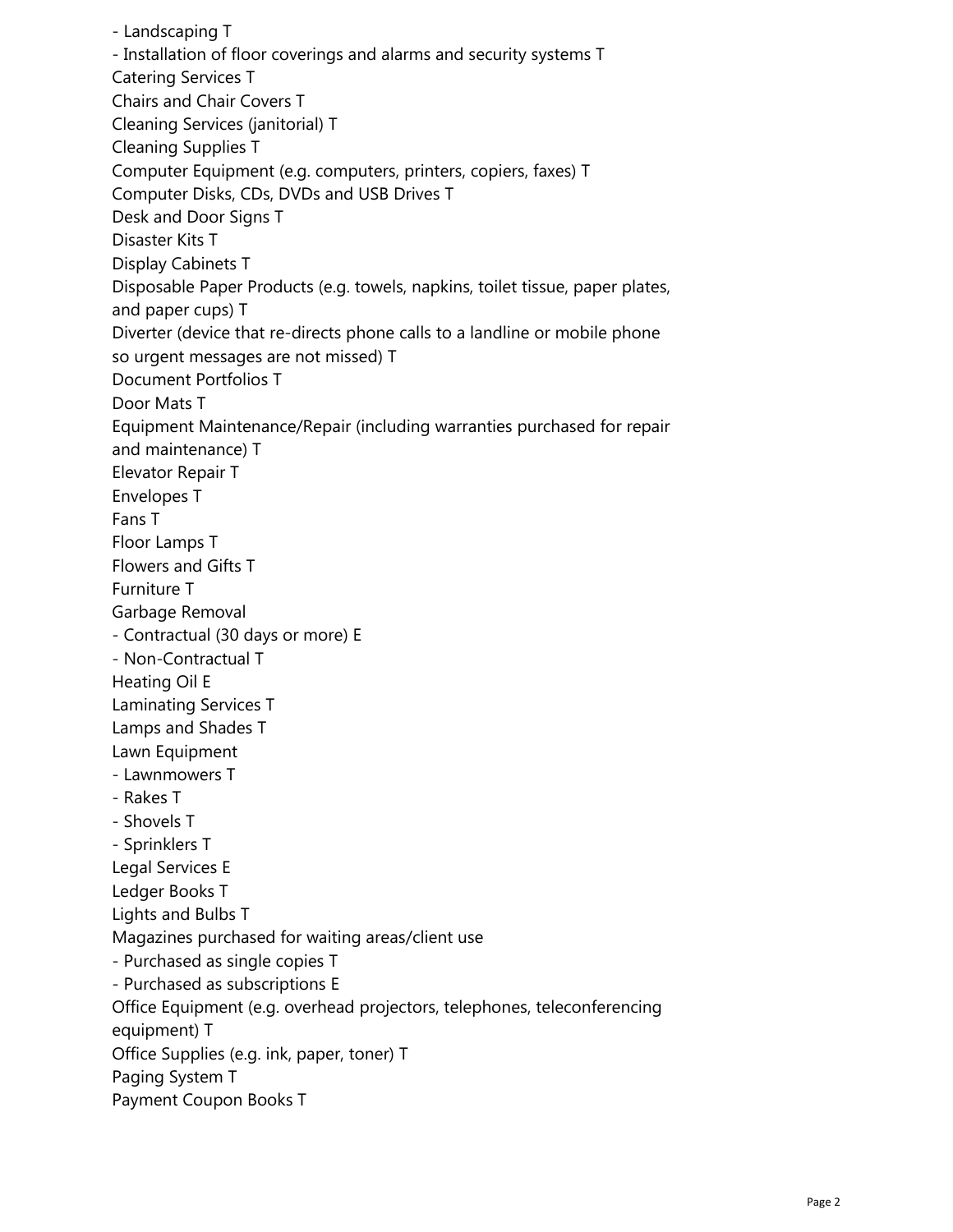- Landscaping T
- Installation of floor coverings and alarms and security systems T

Catering Services T

Chairs and Chair Covers T

Cleaning Services (janitorial) T

Cleaning Supplies T

Computer Equipment (e.g. computers, printers, copiers, faxes) T

Computer Disks, CDs, DVDs and USB Drives T

Desk and Door Signs T

Disaster Kits T

Display Cabinets T

Disposable Paper Products (e.g. towels, napkins, toilet tissue, paper plates, and paper cups) T

Diverter (device that re-directs phone calls to a landline or mobile phone so urgent messages are not missed) T

Document Portfolios T

Door Mats T

Equipment Maintenance/Repair (including warranties purchased for repair and maintenance) T

Elevator Repair T

Envelopes T

Fans T

Floor Lamps T

Flowers and Gifts T

Furniture T

Garbage Removal

- Contractual (30 days or more) E
- Non-Contractual T

Heating Oil E

Laminating Services T

Lamps and Shades T

Lawn Equipment

- Lawnmowers T
- Rakes T
- Shovels T
- Sprinklers T

Legal Services E

Ledger Books T

Lights and Bulbs T

Magazines purchased for waiting areas/client use

- Purchased as single copies T
- Purchased as subscriptions E

Office Equipment (e.g. overhead projectors, telephones, teleconferencing equipment) T

Office Supplies (e.g. ink, paper, toner) T

Paging System T

Payment Coupon Books T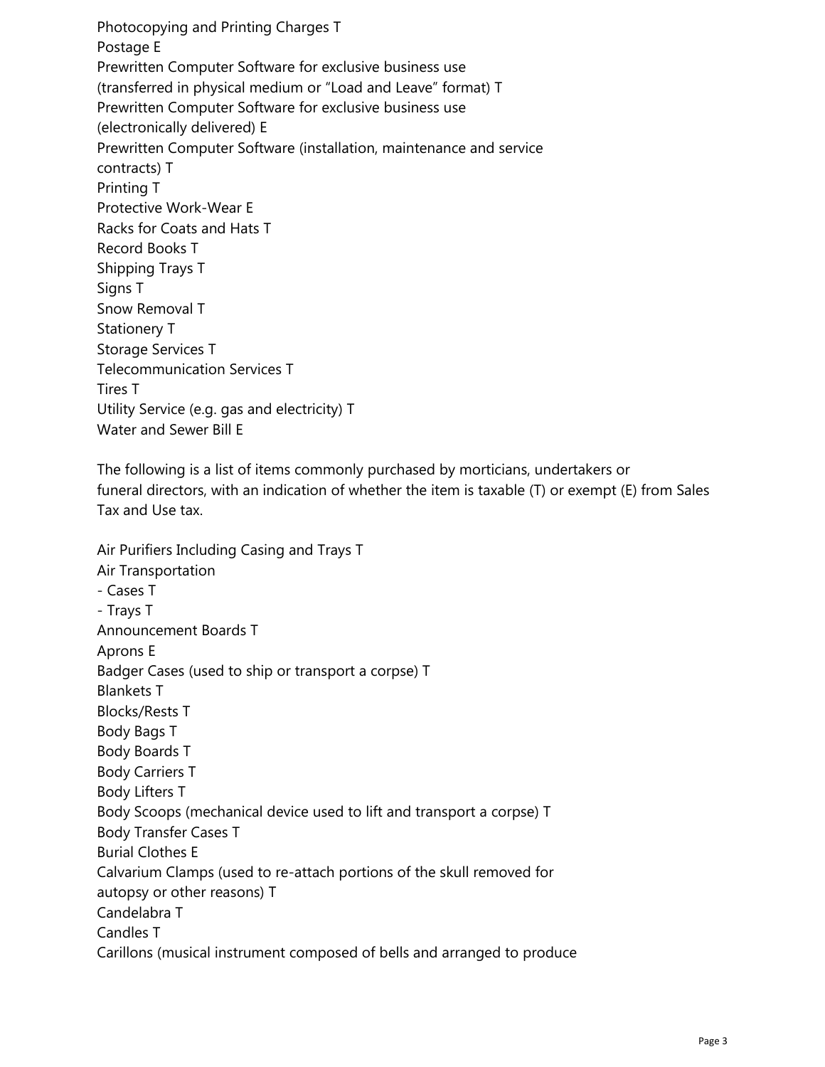Photocopying and Printing Charges T
Postage E
Prewritten Computer Software for exclusive business use
(transferred in physical medium or "Load and Leave" format) T
Prewritten Computer Software for exclusive business use
(electronically delivered) E
Prewritten Computer Software (installation, maintenance and service
contracts) T
Printing T
Protective Work-Wear E
Racks for Coats and Hats T
Record Books T
Shipping Trays T
Signs T
Snow Removal T
Stationery T
Storage Services T
Telecommunication Services T
Tires T
Utility Service (e.g. gas and electricity) T
Water and Sewer Bill E

The following is a list of items commonly purchased by morticians, undertakers or funeral directors, with an indication of whether the item is taxable (T) or exempt (E) from Sales Tax and Use tax.

Air Purifiers Including Casing and Trays T
Air Transportation
- Cases T
- Trays T

Announcement Boards T
Aprons E
Badger Cases (used to ship or transport a corpse) T
Blankets T
Blocks/Rests T
Body Bags T
Body Boards T
Body Carriers T
Body Lifters T
Body Scoops (mechanical device used to lift and transport a corpse) T
Body Transfer Cases T
Burial Clothes E
Calvarium Clamps (used to re-attach portions of the skull removed for
autopsy or other reasons) T
Candelabra T
Candles T
Carillons (musical instrument composed of bells and arranged to produce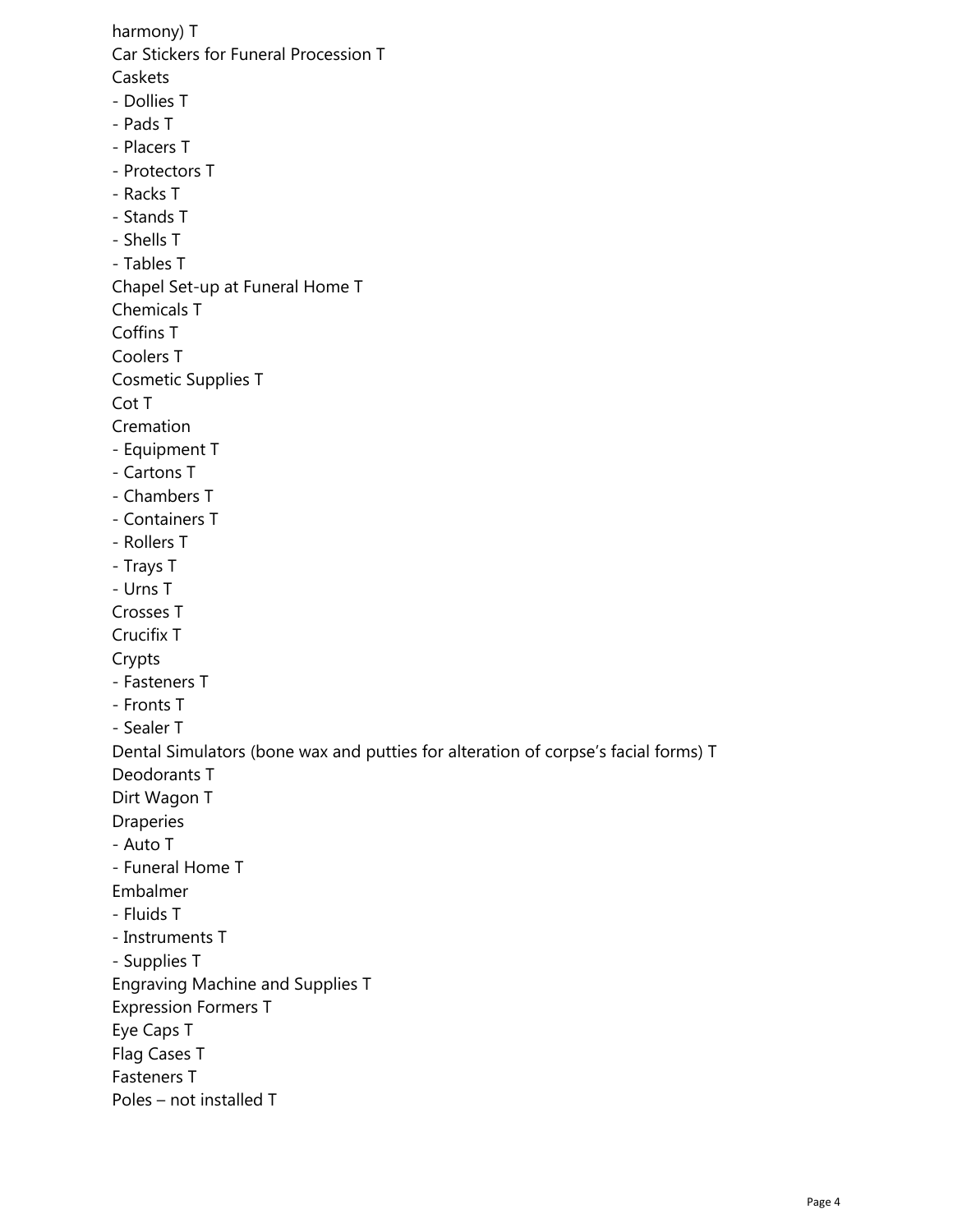harmony) T

Car Stickers for Funeral Procession T

Caskets

- Dollies T
- Pads T
- Placers T
- Protectors T
- Racks T
- Stands T
- Shells T
- Tables T

Chapel Set-up at Funeral Home T

Chemicals T

Coffins T

Coolers T

Cosmetic Supplies T

Cot T

Cremation

- Equipment T
- Cartons T
- Chambers T
- Containers T
- Rollers T
- Trays T
- Urns T

Crosses T

Crucifix T

Crypts

- Fasteners T
- Fronts T
- Sealer T

Dental Simulators (bone wax and putties for alteration of corpse's facial forms) T

Deodorants T

Dirt Wagon T

Draperies

- Auto T
- Funeral Home T

Embalmer

- Fluids T
- Instruments T
- Supplies T

Engraving Machine and Supplies T

Expression Formers T

Eye Caps T

Flag Cases T

Fasteners T

Poles – not installed T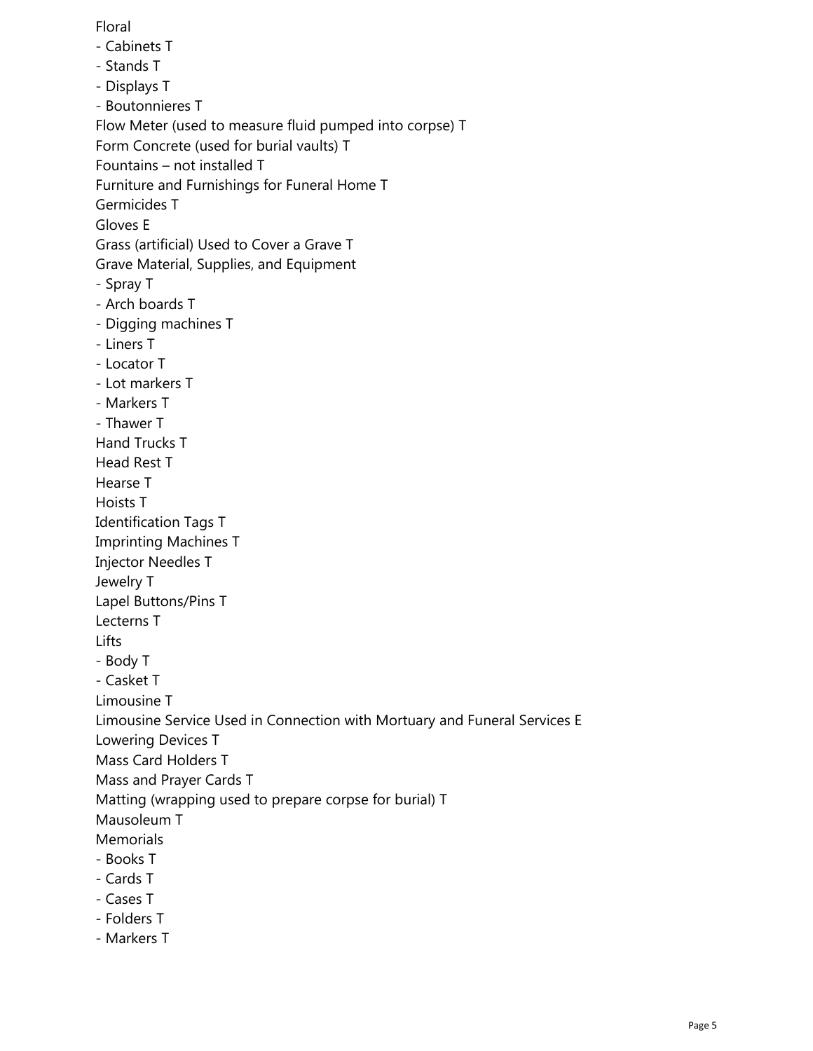Floral
- Cabinets T
- Stands T
- Displays T
- Boutonnieres T

Flow Meter (used to measure fluid pumped into corpse) T
Form Concrete (used for burial vaults) T
Fountains – not installed T
Furniture and Furnishings for Funeral Home T
Germicides T
Gloves E
Grass (artificial) Used to Cover a Grave T
Grave Material, Supplies, and Equipment
- Spray T
- Arch boards T
- Digging machines T
- Liners T
- Locator T
- Lot markers T
- Markers T
- Thawer T

Hand Trucks T
Head Rest T
Hearse T
Hoists T
Identification Tags T
Imprinting Machines T
Injector Needles T
Jewelry T
Lapel Buttons/Pins T
Lecterns T
Lifts
- Body T
- Casket T

Limousine T
Limousine Service Used in Connection with Mortuary and Funeral Services E
Lowering Devices T
Mass Card Holders T
Mass and Prayer Cards T
Matting (wrapping used to prepare corpse for burial) T
Mausoleum T
Memorials
- Books T
- Cards T
- Cases T
- Folders T
- Markers T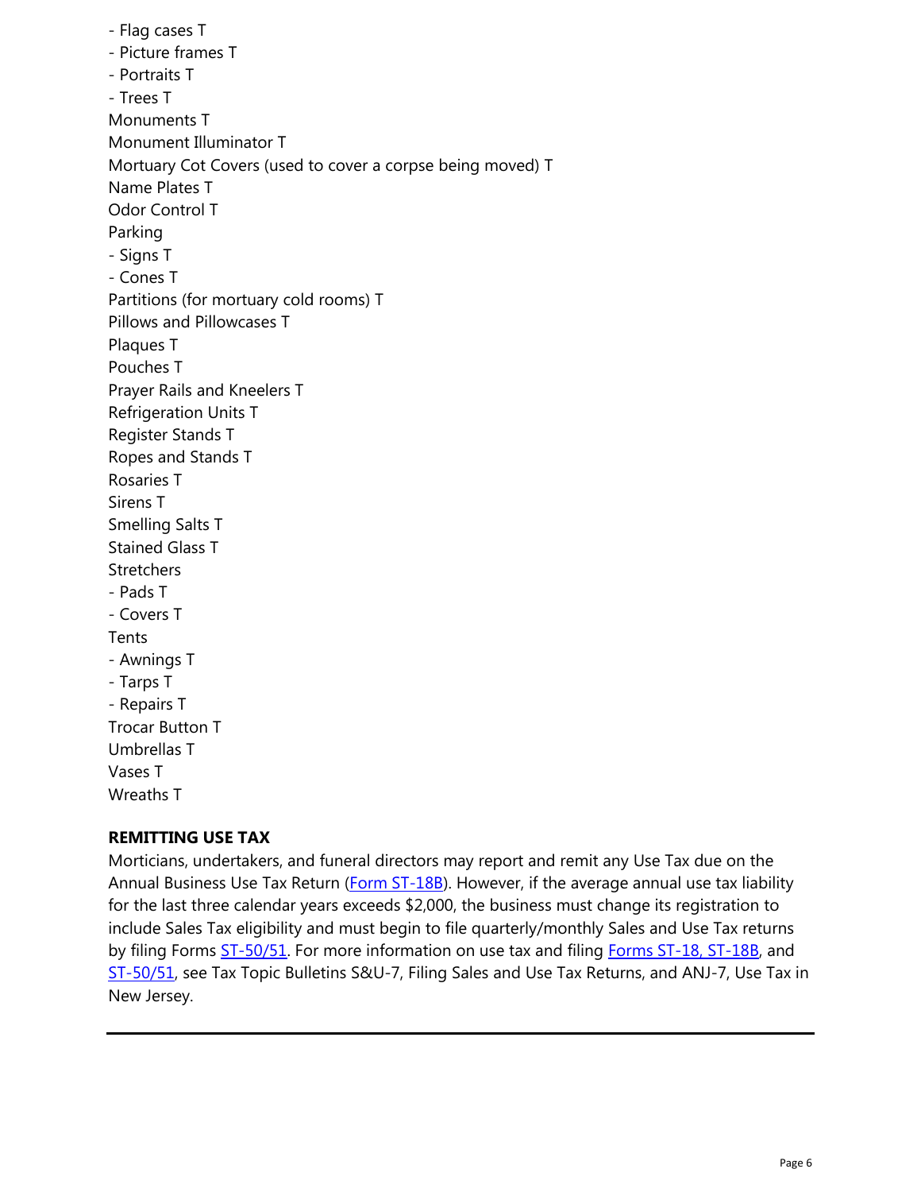- Flag cases T
- Picture frames T
- Portraits T
- Trees T

Monuments T

Monument Illuminator T

Mortuary Cot Covers (used to cover a corpse being moved) T

Name Plates T

Odor Control T

Parking
- Signs T
- Cones T

Partitions (for mortuary cold rooms) T

Pillows and Pillowcases T

Plaques T

Pouches T

Prayer Rails and Kneelers T

Refrigeration Units T

Register Stands T

Ropes and Stands T

Rosaries T

Sirens T

Smelling Salts T

Stained Glass T

Stretchers
- Pads T
- Covers T

Tents
- Awnings T
- Tarps T
- Repairs T

Trocar Button T

Umbrellas T

Vases T

Wreaths T

**REMITTING USE TAX**

Morticians, undertakers, and funeral directors may report and remit any Use Tax due on the Annual Business Use Tax Return (Form ST-18B). However, if the average annual use tax liability for the last three calendar years exceeds $2,000, the business must change its registration to include Sales Tax eligibility and must begin to file quarterly/monthly Sales and Use Tax returns by filing Forms ST-50/51. For more information on use tax and filing Forms ST-18, ST-18B, and ST-50/51, see Tax Topic Bulletins S&U-7, Filing Sales and Use Tax Returns, and ANJ-7, Use Tax in New Jersey.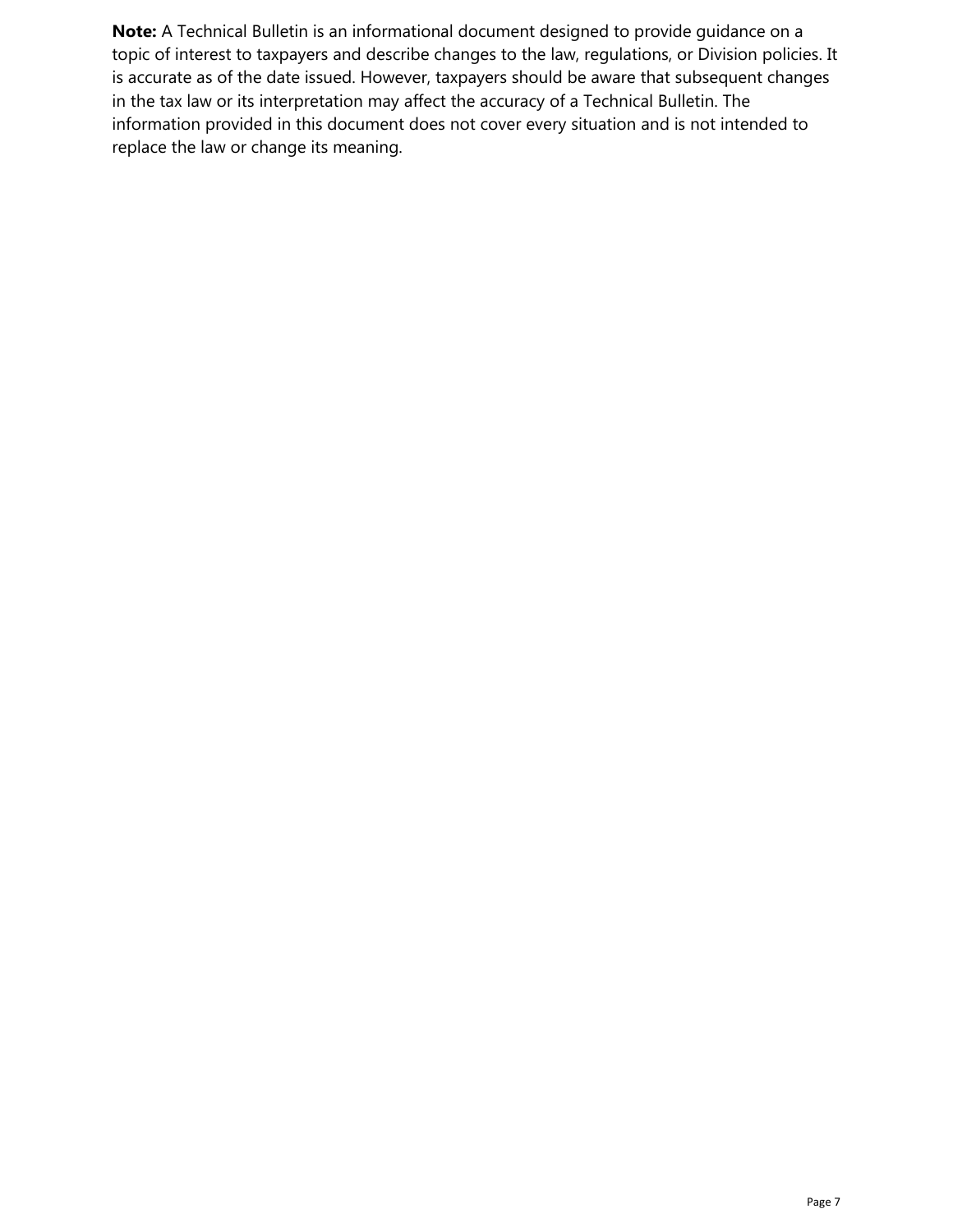**Note:** A Technical Bulletin is an informational document designed to provide guidance on a topic of interest to taxpayers and describe changes to the law, regulations, or Division policies. It is accurate as of the date issued. However, taxpayers should be aware that subsequent changes in the tax law or its interpretation may affect the accuracy of a Technical Bulletin. The information provided in this document does not cover every situation and is not intended to replace the law or change its meaning.